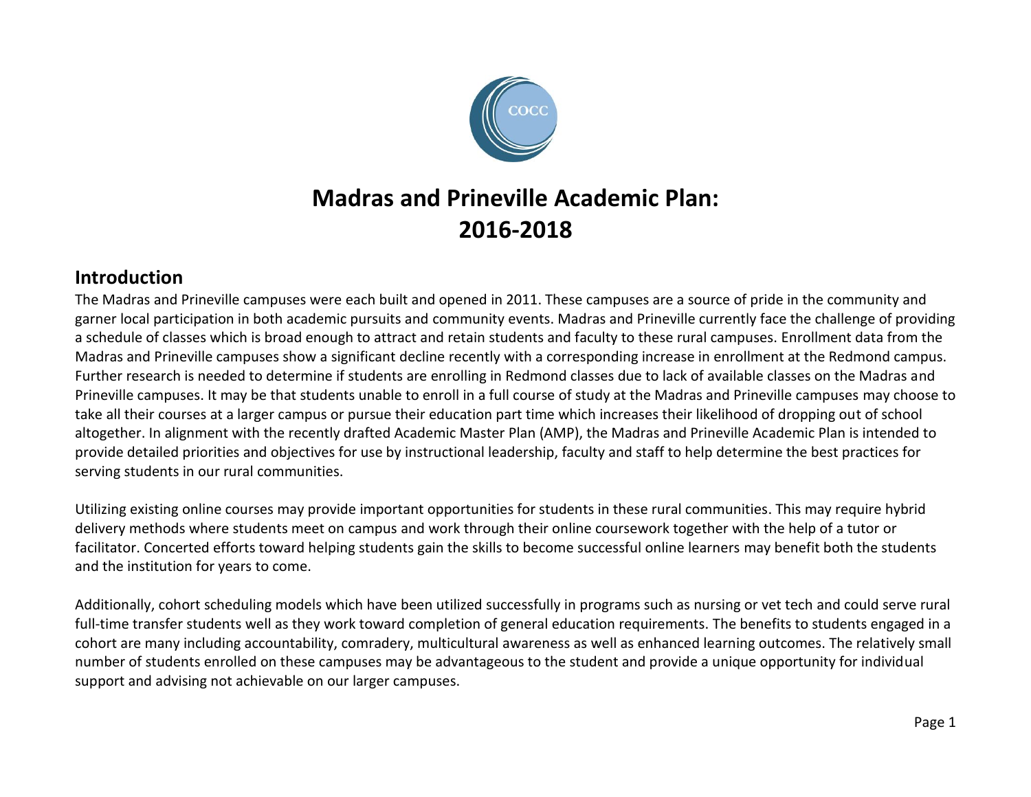# Madras and Prineville Academic Plan: 2016-2018

## Introduction

The Madras and Prineville campuses were each built and opened in 2011. These campuses are a source of pride in the community and garner local participation in both academic pursuits and community events. Madras and Prineville currently face the challenge of providing a schedule of classes which is broad enough to attract and retain students and faculty to these rural campuses. Enrollment data from the Madras and Prineville campuses show a significant decline recently with a corresponding increase in enrollment at the Redmond campus. Further research is needed to determine if students are enrolling in Redmond classes due to lack of available classes on the Madras and Prineville campuses. It may be that students unable to enroll in a full course of study at the Madras and Prineville campuses may choose to take all their courses at a larger campus or pursue their education part time which increases their likelihood of dropping out of school altogether. In alignment with the recently drafted Academic Master Plan (AMP), the Madras and Prineville Academic Plan is intended to provide detailed priorities and objectives for use by instructional leadership, faculty and staff to help determine the best practices for serving students in our rural communities.

Utilizing existing online courses may provide important opportunities for students in these rural communities. This may require hybrid delivery methods where students meet on campus and work through their online coursework together with the help of a tutor or facilitator. Concerted efforts toward helping students gain the skills to become successful online learners may benefit both the students and the institution for years to come.

Additionally, cohort scheduling models which have been utilized successfully in programs such as nursing or vet tech and could serve rural full-time transfer students well as they work toward completion of general education requirements. The benefits to students engaged in a cohort are many including accountability, comradery, multicultural awareness as well as enhanced learning outcomes. The relatively small number of students enrolled on these campuses may be advantageous to the student and provide a unique opportunity for individual support and advising not achievable on our larger campuses.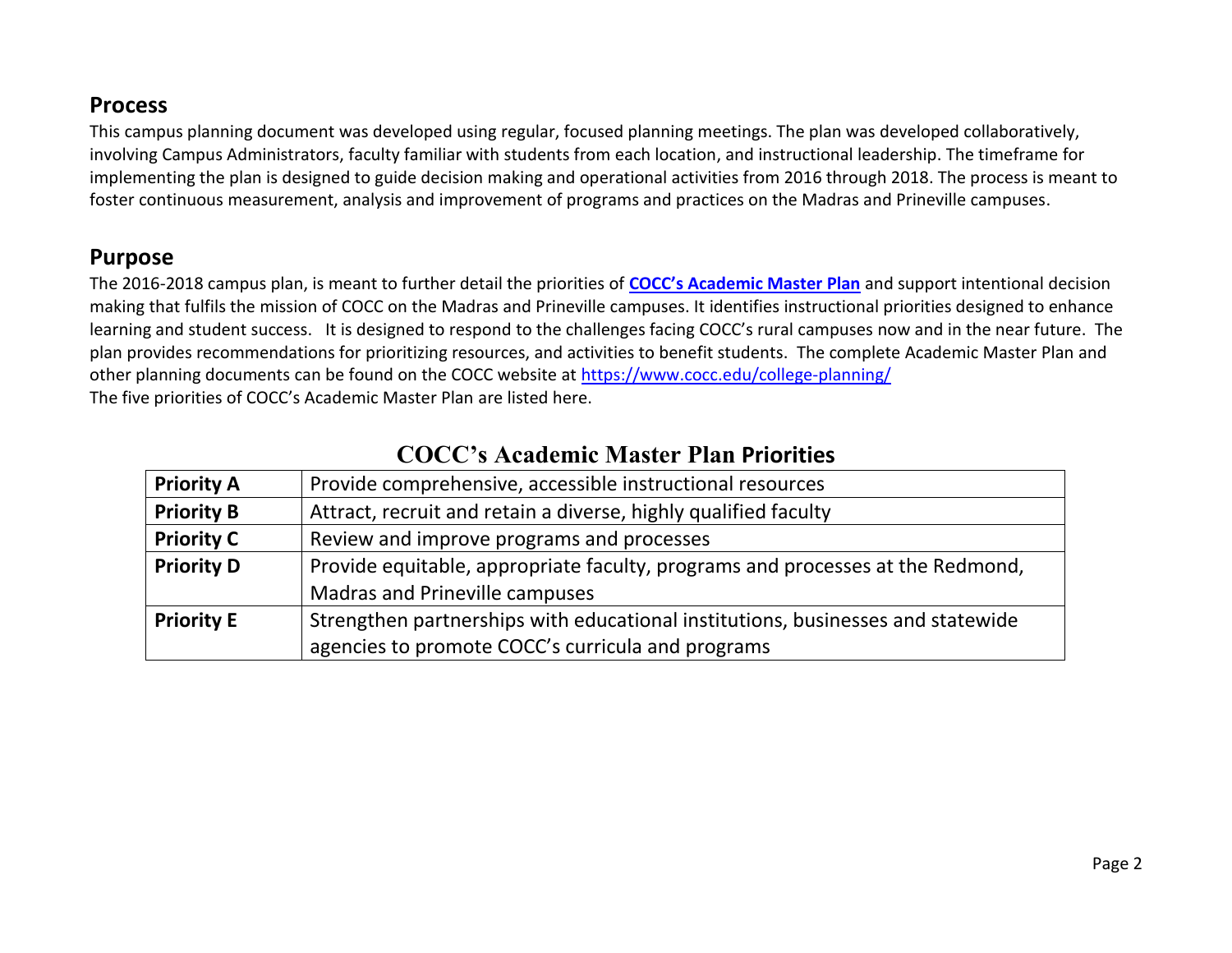## Process

This campus planning document was developed using regular, focused planning meetings. The plan was developed collaboratively, involving Campus Administrators, faculty familiar with students from each location, and instructional leadership. The timeframe for implementing the plan is designed to guide decision making and operational activities from 2016 through 2018. The process is meant to foster continuous measurement, analysis and improvement of programs and practices on the Madras and Prineville campuses.

## Purpose

The 2016-2018 campus plan, is meant to further detail the priorities of **COCC's Academic Master Plan** and support intentional decision making that fulfils the mission of COCC on the Madras and Prineville campuses. It identifies instructional priorities designed to enhance learning and student success. It is designed to respond to the challenges facing COCC's rural campuses now and in the near future. The plan provides recommendations for prioritizing resources, and activities to benefit students. The complete Academic Master Plan and other planning documents can be found on the COCC website at https://www.cocc.edu/college-planning/

The five priorities of COCC's Academic Master Plan are listed here.

### COCC's Academic Master Plan Priorities

| | |
|---|---|
| **Priority A** | Provide comprehensive, accessible instructional resources |
| **Priority B** | Attract, recruit and retain a diverse, highly qualified faculty |
| **Priority C** | Review and improve programs and processes |
| **Priority D** | Provide equitable, appropriate faculty, programs and processes at the Redmond, Madras and Prineville campuses |
| **Priority E** | Strengthen partnerships with educational institutions, businesses and statewide agencies to promote COCC's curricula and programs |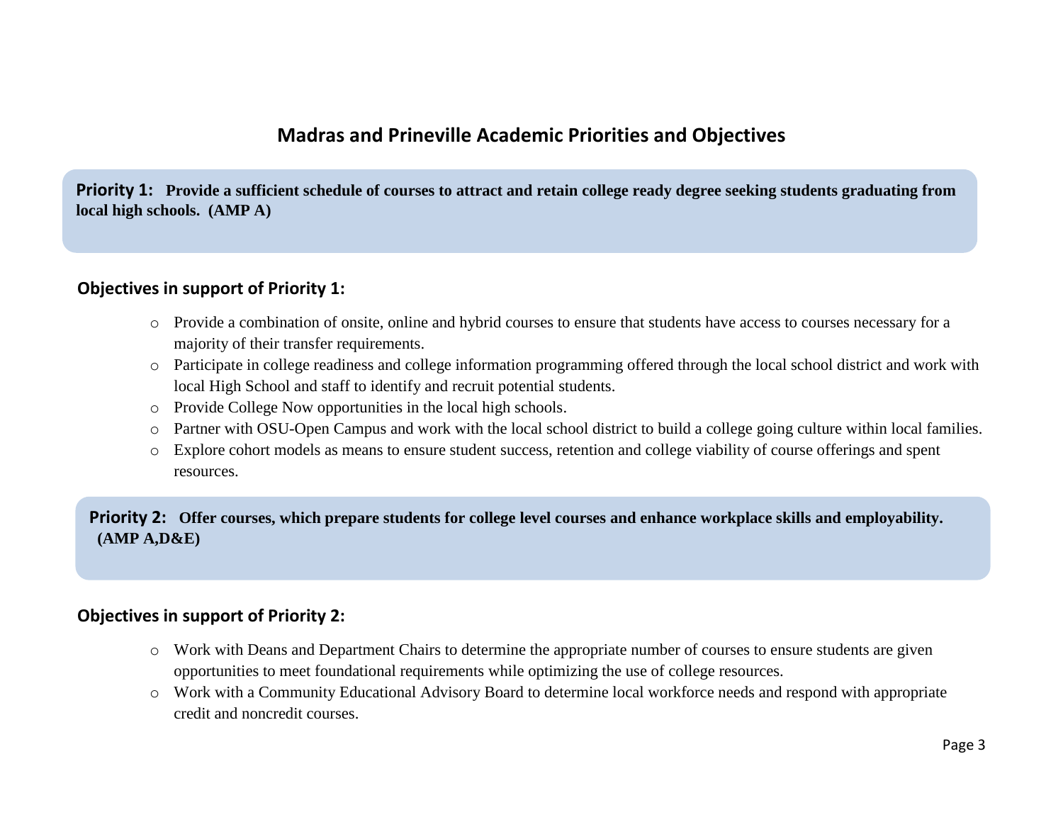# Madras and Prineville Academic Priorities and Objectives

**Priority 1: Provide a sufficient schedule of courses to attract and retain college ready degree seeking students graduating from local high schools. (AMP A)**

## Objectives in support of Priority 1:

- Provide a combination of onsite, online and hybrid courses to ensure that students have access to courses necessary for a majority of their transfer requirements.
- Participate in college readiness and college information programming offered through the local school district and work with local High School and staff to identify and recruit potential students.
- Provide College Now opportunities in the local high schools.
- Partner with OSU-Open Campus and work with the local school district to build a college going culture within local families.
- Explore cohort models as means to ensure student success, retention and college viability of course offerings and spent resources.

**Priority 2: Offer courses, which prepare students for college level courses and enhance workplace skills and employability. (AMP A,D&E)**

## Objectives in support of Priority 2:

- Work with Deans and Department Chairs to determine the appropriate number of courses to ensure students are given opportunities to meet foundational requirements while optimizing the use of college resources.
- Work with a Community Educational Advisory Board to determine local workforce needs and respond with appropriate credit and noncredit courses.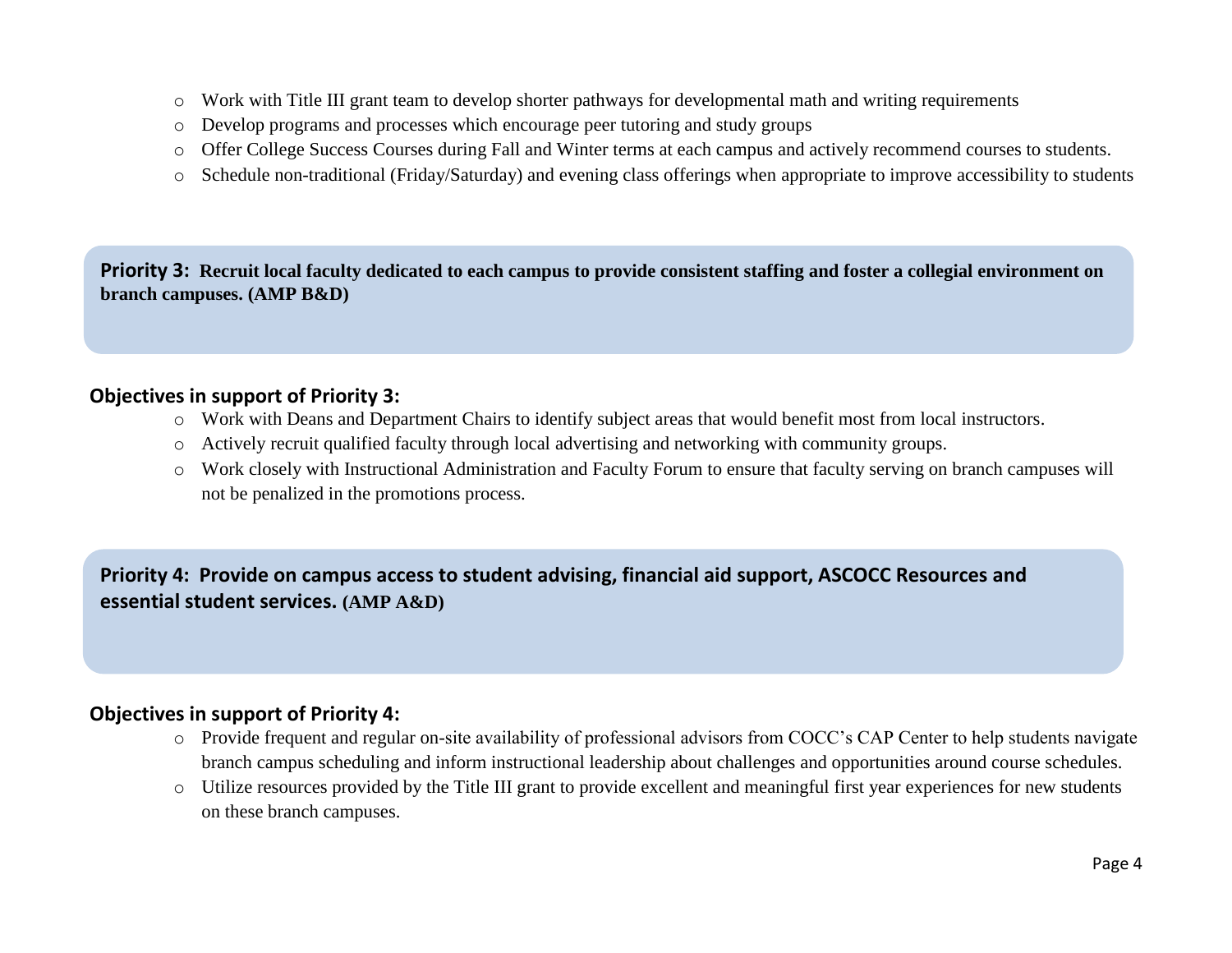- Work with Title III grant team to develop shorter pathways for developmental math and writing requirements
- Develop programs and processes which encourage peer tutoring and study groups
- Offer College Success Courses during Fall and Winter terms at each campus and actively recommend courses to students.
- Schedule non-traditional (Friday/Saturday) and evening class offerings when appropriate to improve accessibility to students

**Priority 3: Recruit local faculty dedicated to each campus to provide consistent staffing and foster a collegial environment on branch campuses. (AMP B&D)**

**Objectives in support of Priority 3:**

- Work with Deans and Department Chairs to identify subject areas that would benefit most from local instructors.
- Actively recruit qualified faculty through local advertising and networking with community groups.
- Work closely with Instructional Administration and Faculty Forum to ensure that faculty serving on branch campuses will not be penalized in the promotions process.

**Priority 4: Provide on campus access to student advising, financial aid support, ASCOCC Resources and essential student services. (AMP A&D)**

**Objectives in support of Priority 4:**

- Provide frequent and regular on-site availability of professional advisors from COCC's CAP Center to help students navigate branch campus scheduling and inform instructional leadership about challenges and opportunities around course schedules.
- Utilize resources provided by the Title III grant to provide excellent and meaningful first year experiences for new students on these branch campuses.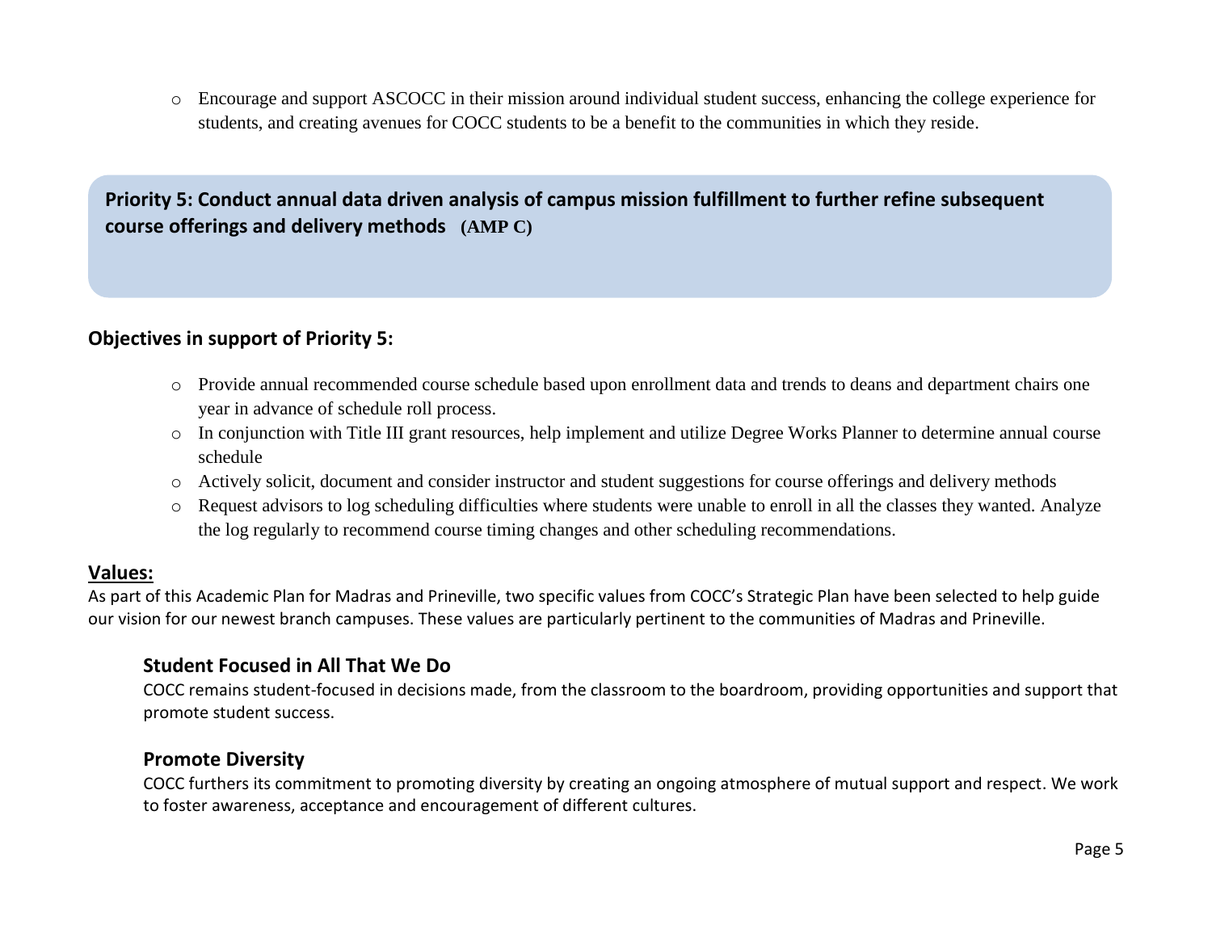- Encourage and support ASCOCC in their mission around individual student success, enhancing the college experience for students, and creating avenues for COCC students to be a benefit to the communities in which they reside.

## Priority 5: Conduct annual data driven analysis of campus mission fulfillment to further refine subsequent course offerings and delivery methods (AMP C)

### Objectives in support of Priority 5:

- Provide annual recommended course schedule based upon enrollment data and trends to deans and department chairs one year in advance of schedule roll process.
- In conjunction with Title III grant resources, help implement and utilize Degree Works Planner to determine annual course schedule
- Actively solicit, document and consider instructor and student suggestions for course offerings and delivery methods
- Request advisors to log scheduling difficulties where students were unable to enroll in all the classes they wanted. Analyze the log regularly to recommend course timing changes and other scheduling recommendations.

## Values:

As part of this Academic Plan for Madras and Prineville, two specific values from COCC's Strategic Plan have been selected to help guide our vision for our newest branch campuses. These values are particularly pertinent to the communities of Madras and Prineville.

### Student Focused in All That We Do

COCC remains student-focused in decisions made, from the classroom to the boardroom, providing opportunities and support that promote student success.

### Promote Diversity

COCC furthers its commitment to promoting diversity by creating an ongoing atmosphere of mutual support and respect. We work to foster awareness, acceptance and encouragement of different cultures.